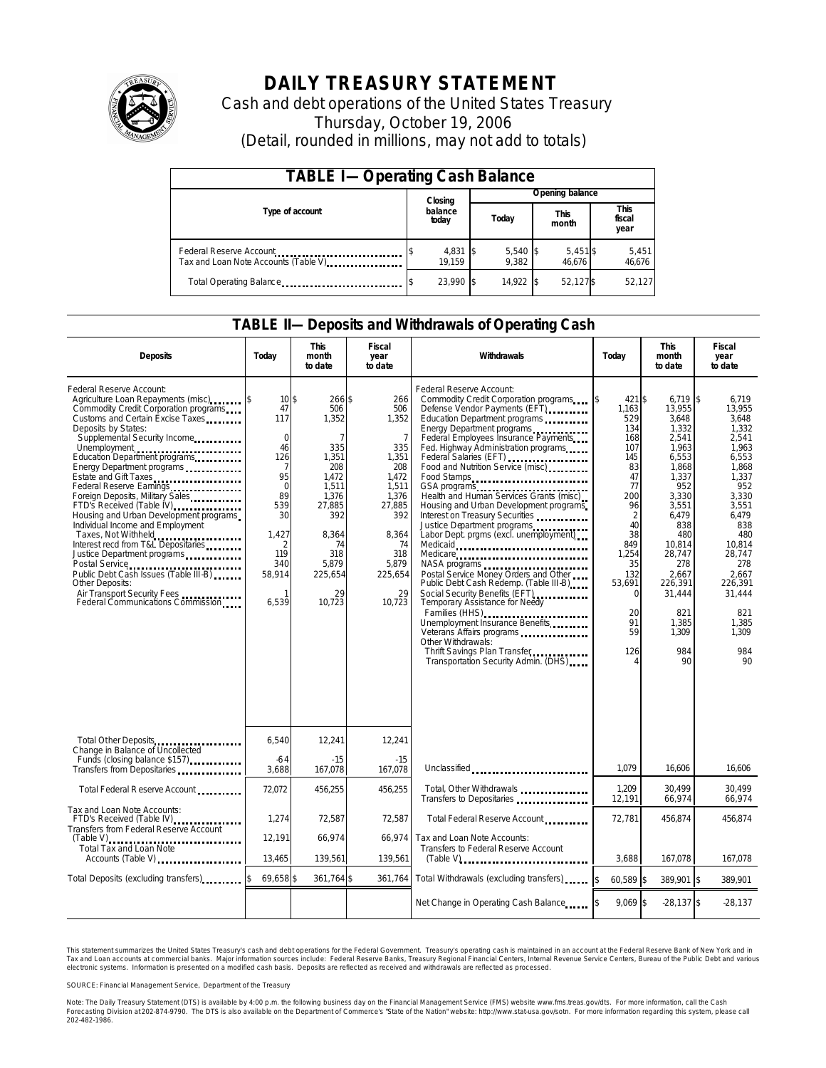# DAILY TREASURY STATEMENT

Cash and debt operations of the United States Treasury

Thursday, October 19, 2006

(Detail, rounded in millions, may not add to totals)

| TABLE I—Operating Cash Balance | | | | |
|---|---|---|---|---|
| Type of account | Closing balance today | Opening balance | | |
| | | Today | This month | This fiscal year |
| Federal Reserve Account | $ 4,831 | $ 5,540 | $ 5,451 | $ 5,451 |
| Tax and Loan Note Accounts (Table V) | 19,159 | 9,382 | 46,676 | 46,676 |
| Total Operating Balance | $ 23,990 | $ 14,922 | $ 52,127 | $ 52,127 |

## TABLE II—Deposits and Withdrawals of Operating Cash

| Deposits | Today | This month to date | Fiscal year to date | Withdrawals | Today | This month to date | Fiscal year to date |
|---|---|---|---|---|---|---|---|
| Federal Reserve Account: | | | | Federal Reserve Account: | | | |
| Agriculture Loan Repayments (misc) | $ 10 | $ 266 | $ 266 | Commodity Credit Corporation programs | $ 421 | $ 6,719 | $ 6,719 |
| Commodity Credit Corporation programs | 47 | 506 | 506 | Defense Vendor Payments (EFT) | 1,163 | 13,955 | 13,955 |
| Customs and Certain Excise Taxes | 117 | 1,352 | 1,352 | Education Department programs | 529 | 3,648 | 3,648 |
| Deposits by States: | | | | Energy Department programs | 134 | 1,332 | 1,332 |
| Supplemental Security Income | 0 | 7 | 7 | Federal Employees Insurance Payments | 168 | 2,541 | 2,541 |
| Unemployment | 46 | 335 | 335 | Fed. Highway Administration programs | 107 | 1,963 | 1,963 |
| Education Department programs | 126 | 1,351 | 1,351 | Federal Salaries (EFT) | 145 | 6,553 | 6,553 |
| Energy Department programs | 7 | 208 | 208 | Food and Nutrition Service (misc) | 83 | 1,868 | 1,868 |
| Estate and Gift Taxes | 95 | 1,472 | 1,472 | Food Stamps | 47 | 1,337 | 1,337 |
| Federal Reserve Earnings | 0 | 1,511 | 1,511 | GSA programs | 77 | 952 | 952 |
| Foreign Deposits, Military Sales | 89 | 1,376 | 1,376 | Health and Human Services Grants (misc) | 200 | 3,330 | 3,330 |
| FTD's Received (Table IV) | 539 | 27,885 | 27,885 | Housing and Urban Development programs | 96 | 3,551 | 3,551 |
| Housing and Urban Development programs | 30 | 392 | 392 | Interest on Treasury Securities | 2 | 6,479 | 6,479 |
| Individual Income and Employment Taxes, Not Withheld | 1,427 | 8,364 | 8,364 | Justice Department programs | 40 | 838 | 838 |
| Interest recd from T&L Depositaries | 2 | 74 | 74 | Labor Dept. prgms (excl. unemployment) | 38 | 480 | 480 |
| Justice Department programs | 119 | 318 | 318 | Medicaid | 849 | 10,814 | 10,814 |
| Postal Service | 340 | 5,879 | 5,879 | Medicare | 1,254 | 28,747 | 28,747 |
| Public Debt Cash Issues (Table III-B) | 58,914 | 225,654 | 225,654 | NASA programs | 35 | 278 | 278 |
| Other Deposits: | | | | Postal Service Money Orders and Other | 132 | 2,667 | 2,667 |
| Air Transport Security Fees | 1 | 29 | 29 | Public Debt Cash Redemp. (Table III-B) | 53,691 | 226,391 | 226,391 |
| Federal Communications Commission | 6,539 | 10,723 | 10,723 | Social Security Benefits (EFT) | 0 | 31,444 | 31,444 |
| | | | | Temporary Assistance for Needy Families (HHS) | 20 | 821 | 821 |
| | | | | Unemployment Insurance Benefits | 91 | 1,385 | 1,385 |
| | | | | Veterans Affairs programs | 59 | 1,309 | 1,309 |
| | | | | Other Withdrawals: | | | |
| | | | | Thrift Savings Plan Transfer | 126 | 984 | 984 |
| | | | | Transportation Security Admin. (DHS) | 4 | 90 | 90 |
| Total Other Deposits | 6,540 | 12,241 | 12,241 | | | | |
| Change in Balance of Uncollected Funds (closing balance $157) | -64 | -15 | -15 | | | | |
| Transfers from Depositaries | 3,688 | 167,078 | 167,078 | Unclassified | 1,079 | 16,606 | 16,606 |
| Total Federal Reserve Account | 72,072 | 456,255 | 456,255 | Total, Other Withdrawals | 1,209 | 30,499 | 30,499 |
| | | | | Transfers to Depositaries | 12,191 | 66,974 | 66,974 |
| Tax and Loan Note Accounts: | | | | | | | |
| FTD's Received (Table IV) | 1,274 | 72,587 | 72,587 | Total Federal Reserve Account | 72,781 | 456,874 | 456,874 |
| Transfers from Federal Reserve Account (Table V) | 12,191 | 66,974 | 66,974 | Tax and Loan Note Accounts: | | | |
| Total Tax and Loan Note Accounts (Table V) | 13,465 | 139,561 | 139,561 | Transfers to Federal Reserve Account (Table V) | 3,688 | 167,078 | 167,078 |
| Total Deposits (excluding transfers) | $ 69,658 | $ 361,764 | $ 361,764 | Total Withdrawals (excluding transfers) | $ 60,589 | $ 389,901 | $ 389,901 |
| | | | | Net Change in Operating Cash Balance | $ 9,069 | $ -28,137 | $ -28,137 |

This statement summarizes the United States Treasury's cash and debt operations for the Federal Government. Treasury's operating cash is maintained in an account at the Federal Reserve Bank of New York and in Tax and Loan accounts at commercial banks. Major information sources include: Federal Reserve Banks, Treasury Regional Financial Centers, Internal Revenue Service Centers, Bureau of the Public Debt and various electronic systems. Information is presented on a modified cash basis. Deposits are reflected as received and withdrawals are reflected as processed.

SOURCE: Financial Management Service, Department of the Treasury

Note: The Daily Treasury Statement (DTS) is available by 4:00 p.m. the following business day on the Financial Management Service (FMS) website www.fms.treas.gov/dts. For more information, call the Cash Forecasting Division at 202-874-9790. The DTS is also available on the Department of Commerce's "State of the Nation" website: http://www.stat-usa.gov/sotn. For more information regarding this system, please call 202-482-1986.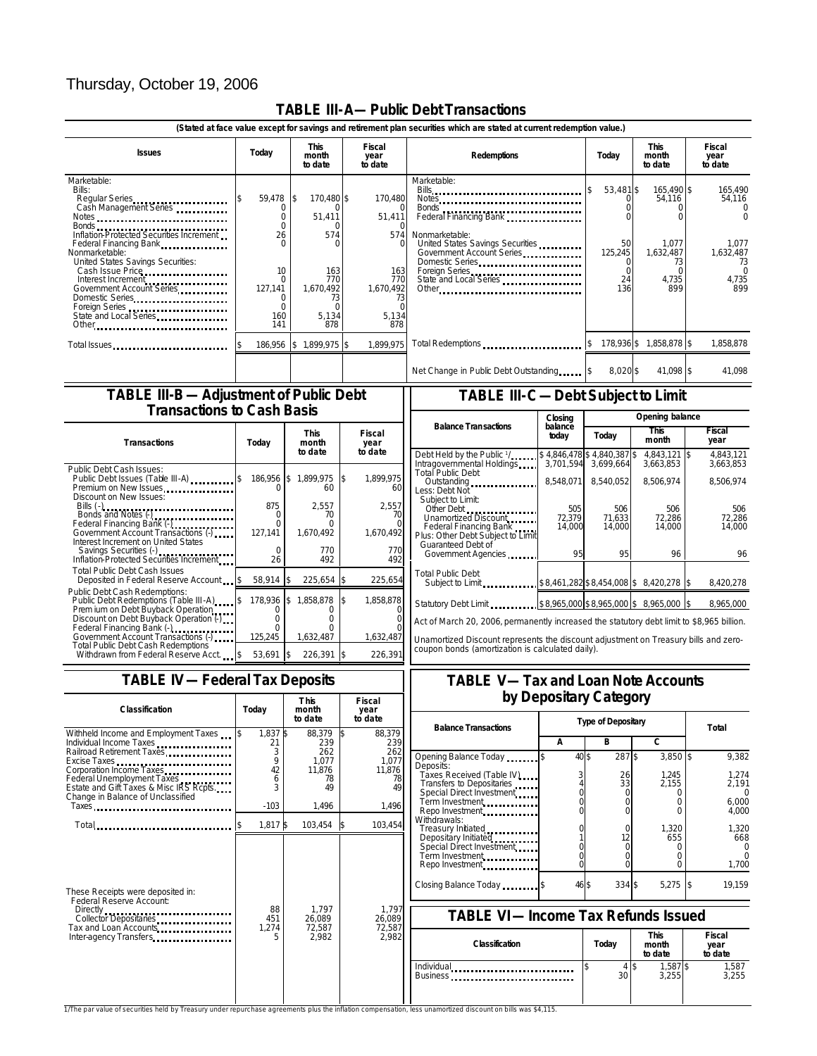Thursday, October 19, 2006

## TABLE III-A — Public Debt Transactions

(Stated at face value except for savings and retirement plan securities which are stated at current redemption value.)

| Issues | Today | This month to date | Fiscal year to date | Redemptions | Today | This month to date | Fiscal year to date |
|---|---|---|---|---|---|---|---|
| Marketable: | | | | Marketable: | | | |
| Bills: | | | | Bills | $ 53,481 | $ 165,490 | $ 165,490 |
| Regular Series | $ 59,478 | $ 170,480 | $ 170,480 | Notes | 0 | 54,116 | 54,116 |
| Cash Management Series | 0 | 0 | 0 | Bonds | 0 | 0 | 0 |
| Notes | 0 | 51,411 | 51,411 | Federal Financing Bank | 0 | 0 | 0 |
| Bonds | 0 | 0 | 0 | | | | |
| Inflation-Protected Securities Increment | 26 | 574 | 574 | Nonmarketable: | | | |
| Federal Financing Bank | 0 | 0 | 0 | United States Savings Securities | 50 | 1,077 | 1,077 |
| Nonmarketable: | | | | Government Account Series | 125,245 | 1,632,487 | 1,632,487 |
| United States Savings Securities: | | | | Domestic Series | 0 | 73 | 73 |
| Cash Issue Price | 10 | 163 | 163 | Foreign Series | 0 | 0 | 0 |
| Interest Increment | 0 | 770 | 770 | State and Local Series | 24 | 4,735 | 4,735 |
| Government Account Series | 127,141 | 1,670,492 | 1,670,492 | Other | 136 | 899 | 899 |
| Domestic Series | 0 | 73 | 73 | | | | |
| Foreign Series | 0 | 0 | 0 | | | | |
| State and Local Series | 160 | 5,134 | 5,134 | | | | |
| Other | 141 | 878 | 878 | | | | |
| Total Issues | $ 186,956 | $ 1,899,975 | $ 1,899,975 | Total Redemptions | $ 178,936 | $ 1,858,878 | $ 1,858,878 |
| | | | | Net Change in Public Debt Outstanding | $ 8,020 | $ 41,098 | $ 41,098 |

## TABLE III-B — Adjustment of Public Debt Transactions to Cash Basis

| Transactions | Today | This month to date | Fiscal year to date |
|---|---|---|---|
| Public Debt Cash Issues: | | | |
| Public Debt Issues (Table III-A) | $ 186,956 | $ 1,899,975 | $ 1,899,975 |
| Premium on New Issues | 0 | 60 | 60 |
| Discount on New Issues: | | | |
| Bills (-) | 875 | 2,557 | 2,557 |
| Bonds and Notes (-) | 0 | 70 | 70 |
| Federal Financing Bank (-) | 0 | 0 | 0 |
| Government Account Transactions (-) | 127,141 | 1,670,492 | 1,670,492 |
| Interest Increment on United States Savings Securities (-) | 0 | 770 | 770 |
| Inflation-Protected Securities Increment | 26 | 492 | 492 |
| Total Public Debt Cash Issues Deposited in Federal Reserve Account | $ 58,914 | $ 225,654 | $ 225,654 |
| Public Debt Cash Redemptions: | | | |
| Public Debt Redemptions (Table III-A) | $ 178,936 | $ 1,858,878 | $ 1,858,878 |
| Premium on Debt Buyback Operation | 0 | 0 | 0 |
| Discount on Debt Buyback Operation (-) | 0 | 0 | 0 |
| Federal Financing Bank (-) | 0 | 0 | 0 |
| Government Account Transactions (-) | 125,245 | 1,632,487 | 1,632,487 |
| Total Public Debt Cash Redemptions Withdrawn from Federal Reserve Acct. | $ 53,691 | $ 226,391 | $ 226,391 |

## TABLE III-C — Debt Subject to Limit

| Balance Transactions | Closing balance today | Opening balance Today | Opening balance This month | Opening balance Fiscal year |
|---|---|---|---|---|
| Debt Held by the Public [1] | $ 4,846,478 | $ 4,840,387 | $ 4,843,121 | $ 4,843,121 |
| Intragovernmental Holdings | 3,701,594 | 3,699,664 | 3,663,853 | 3,663,853 |
| Total Public Debt Outstanding | 8,548,071 | 8,540,052 | 8,506,974 | 8,506,974 |
| Less: Debt Not Subject to Limit: | | | | |
| Other Debt | 505 | 506 | 506 | 506 |
| Unamortized Discount | 72,379 | 71,633 | 72,286 | 72,286 |
| Federal Financing Bank | 14,000 | 14,000 | 14,000 | 14,000 |
| Plus: Other Debt Subject to Limit | | | | |
| Guaranteed Debt of Government Agencies | 95 | 95 | 96 | 96 |
| Total Public Debt Subject to Limit | $ 8,461,282 | $ 8,454,008 | $ 8,420,278 | $ 8,420,278 |
| Statutory Debt Limit | $ 8,965,000 | $ 8,965,000 | $ 8,965,000 | $ 8,965,000 |

Act of March 20, 2006, permanently increased the statutory debt limit to $8,965 billion.

Unamortized Discount represents the discount adjustment on Treasury bills and zero-coupon bonds (amortization is calculated daily).

## TABLE IV — Federal Tax Deposits

| Classification | Today | This month to date | Fiscal year to date |
|---|---|---|---|
| Withheld Income and Employment Taxes | $ 1,837 | $ 88,379 | $ 88,379 |
| Individual Income Taxes | 21 | 239 | 239 |
| Railroad Retirement Taxes | 3 | 262 | 262 |
| Excise Taxes | 9 | 1,077 | 1,077 |
| Corporation Income Taxes | 42 | 11,876 | 11,876 |
| Federal Unemployment Taxes | 6 | 78 | 78 |
| Estate and Gift Taxes & Misc IRS Rcpts. | 3 | 49 | 49 |
| Change in Balance of Unclassified Taxes | -103 | 1,496 | 1,496 |
| Total | $ 1,817 | $ 103,454 | $ 103,454 |
| These Receipts were deposited in: | | | |
| Federal Reserve Account: | | | |
| Directly | 88 | 1,797 | 1,797 |
| Collector Depositaries | 451 | 26,089 | 26,089 |
| Tax and Loan Accounts | 1,274 | 72,587 | 72,587 |
| Inter-agency Transfers | 5 | 2,982 | 2,982 |

## TABLE V — Tax and Loan Note Accounts by Depositary Category

| Balance Transactions | Type of Depositary A | Type of Depositary B | Type of Depositary C | Total |
|---|---|---|---|---|
| Opening Balance Today | $ 40 | $ 287 | $ 3,850 | $ 9,382 |
| Deposits: | | | | |
| Taxes Received (Table IV) | 3 | 26 | 1,245 | 1,274 |
| Transfers to Depositaries | 4 | 33 | 2,155 | 2,191 |
| Special Direct Investment | 0 | 0 | 0 | 0 |
| Term Investment | 0 | 0 | 0 | 6,000 |
| Repo Investment | 0 | 0 | 0 | 4,000 |
| Withdrawals: | | | | |
| Treasury Initiated | 0 | 0 | 1,320 | 1,320 |
| Depositary Initiated | 1 | 12 | 655 | 668 |
| Special Direct Investment | 0 | 0 | 0 | 0 |
| Term Investment | 0 | 0 | 0 | 0 |
| Repo Investment | 0 | 0 | 0 | 1,700 |
| Closing Balance Today | $ 46 | $ 334 | $ 5,275 | $ 19,159 |

## TABLE VI — Income Tax Refunds Issued

| Classification | Today | This month to date | Fiscal year to date |
|---|---|---|---|
| Individual | $ 4 | $ 1,587 | $ 1,587 |
| Business | 30 | 3,255 | 3,255 |

1/The par value of securities held by Treasury under repurchase agreements plus the inflation compensation, less unamortized discount on bills was $4,115.